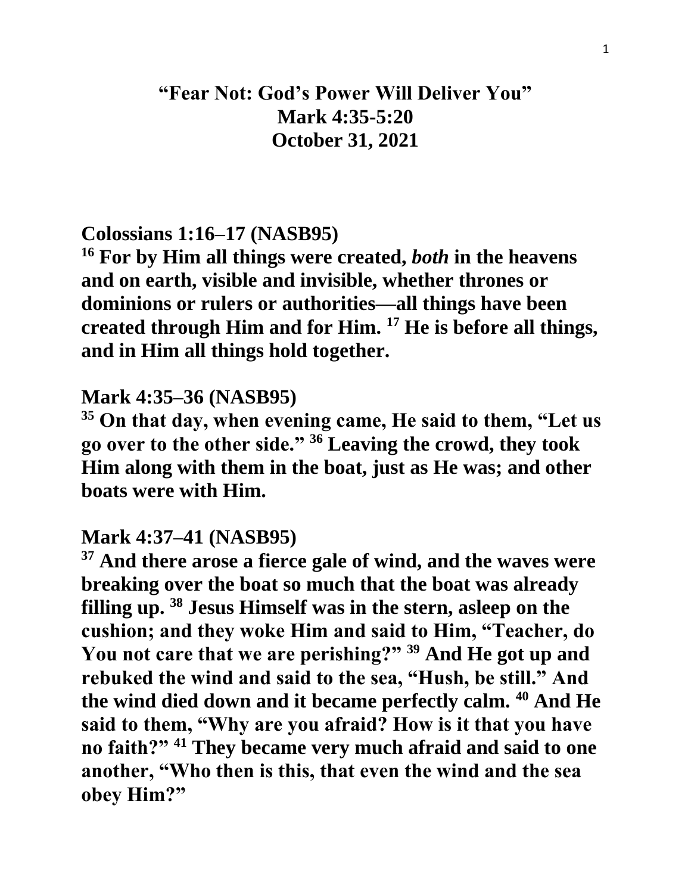# "Fear Not: God's Power Will Deliver You"
# Mark 4:35-5:20
# October 31, 2021

**Colossians 1:16–17 (NASB95)**

**[16] For by Him all things were created, *both* in the heavens and on earth, visible and invisible, whether thrones or dominions or rulers or authorities—all things have been created through Him and for Him. [17] He is before all things, and in Him all things hold together.**

**Mark 4:35–36 (NASB95)**

**[35] On that day, when evening came, He said to them, "Let us go over to the other side." [36] Leaving the crowd, they took Him along with them in the boat, just as He was; and other boats were with Him.**

**Mark 4:37–41 (NASB95)**

**[37] And there arose a fierce gale of wind, and the waves were breaking over the boat so much that the boat was already filling up. [38] Jesus Himself was in the stern, asleep on the cushion; and they woke Him and said to Him, "Teacher, do You not care that we are perishing?" [39] And He got up and rebuked the wind and said to the sea, "Hush, be still." And the wind died down and it became perfectly calm. [40] And He said to them, "Why are you afraid? How is it that you have no faith?" [41] They became very much afraid and said to one another, "Who then is this, that even the wind and the sea obey Him?"**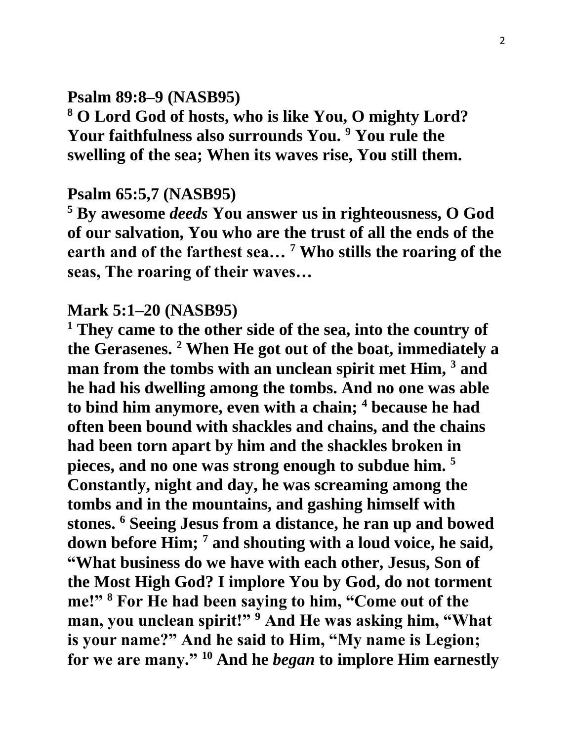**Psalm 89:8–9 (NASB95)**

**[8] O Lord God of hosts, who is like You, O mighty Lord? Your faithfulness also surrounds You. [9] You rule the swelling of the sea; When its waves rise, You still them.**

**Psalm 65:5,7 (NASB95)**

**[5] By awesome *deeds* You answer us in righteousness, O God of our salvation, You who are the trust of all the ends of the earth and of the farthest sea… [7] Who stills the roaring of the seas, The roaring of their waves…**

**Mark 5:1–20 (NASB95)**

**[1] They came to the other side of the sea, into the country of the Gerasenes. [2] When He got out of the boat, immediately a man from the tombs with an unclean spirit met Him, [3] and he had his dwelling among the tombs. And no one was able to bind him anymore, even with a chain; [4] because he had often been bound with shackles and chains, and the chains had been torn apart by him and the shackles broken in pieces, and no one was strong enough to subdue him. [5] Constantly, night and day, he was screaming among the tombs and in the mountains, and gashing himself with stones. [6] Seeing Jesus from a distance, he ran up and bowed down before Him; [7] and shouting with a loud voice, he said, "What business do we have with each other, Jesus, Son of the Most High God? I implore You by God, do not torment me!" [8] For He had been saying to him, "Come out of the man, you unclean spirit!" [9] And He was asking him, "What is your name?" And he said to Him, "My name is Legion; for we are many." [10] And he *began* to implore Him earnestly**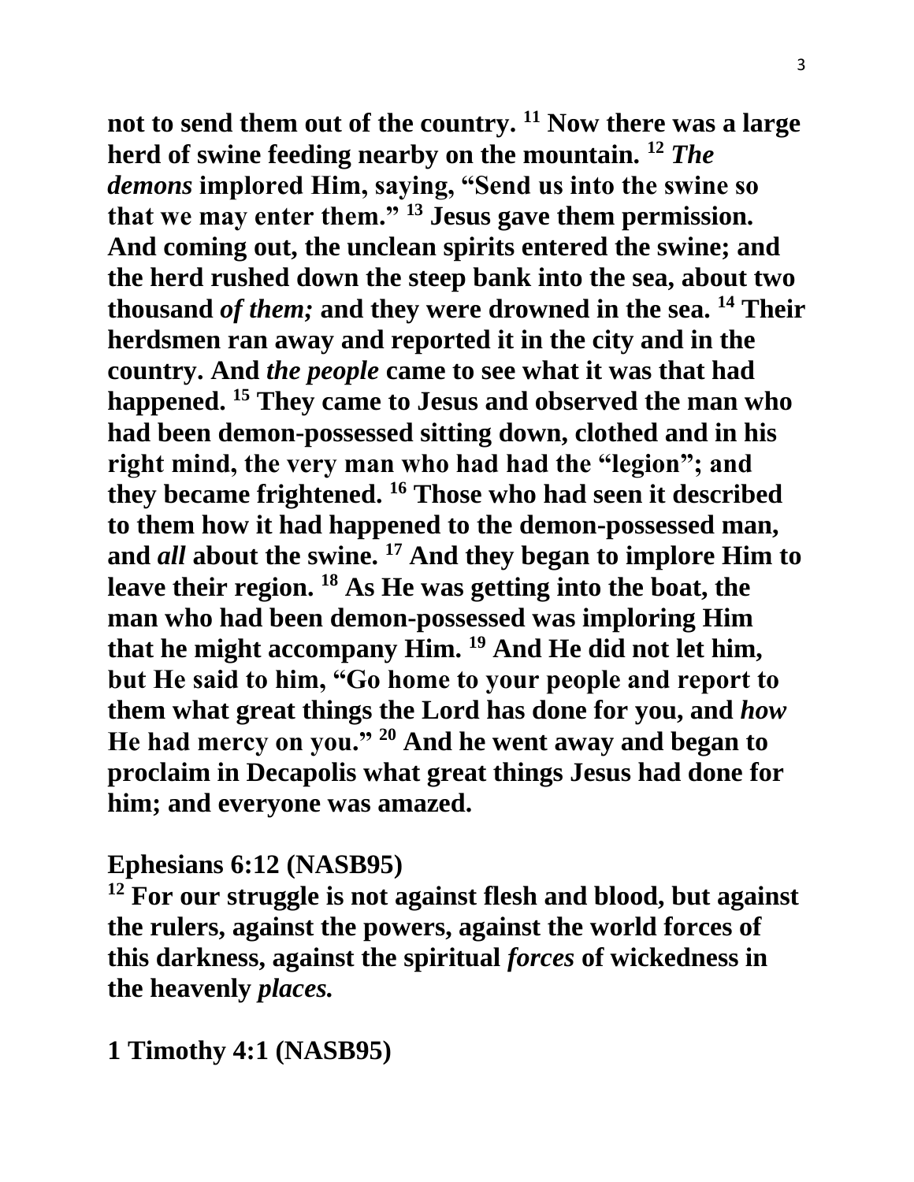**not to send them out of the country. [11] Now there was a large herd of swine feeding nearby on the mountain. [12] *The demons* implored Him, saying, “Send us into the swine so that we may enter them.” [13] Jesus gave them permission. And coming out, the unclean spirits entered the swine; and the herd rushed down the steep bank into the sea, about two thousand *of them;* and they were drowned in the sea. [14] Their herdsmen ran away and reported it in the city and in the country. And *the people* came to see what it was that had happened. [15] They came to Jesus and observed the man who had been demon-possessed sitting down, clothed and in his right mind, the very man who had had the “legion”; and they became frightened. [16] Those who had seen it described to them how it had happened to the demon-possessed man, and *all* about the swine. [17] And they began to implore Him to leave their region. [18] As He was getting into the boat, the man who had been demon-possessed was imploring Him that he might accompany Him. [19] And He did not let him, but He said to him, “Go home to your people and report to them what great things the Lord has done for you, and *how* He had mercy on you.” [20] And he went away and began to proclaim in Decapolis what great things Jesus had done for him; and everyone was amazed.**

**Ephesians 6:12 (NASB95)**
**[12] For our struggle is not against flesh and blood, but against the rulers, against the powers, against the world forces of this darkness, against the spiritual *forces* of wickedness in the heavenly *places.***

**1 Timothy 4:1 (NASB95)**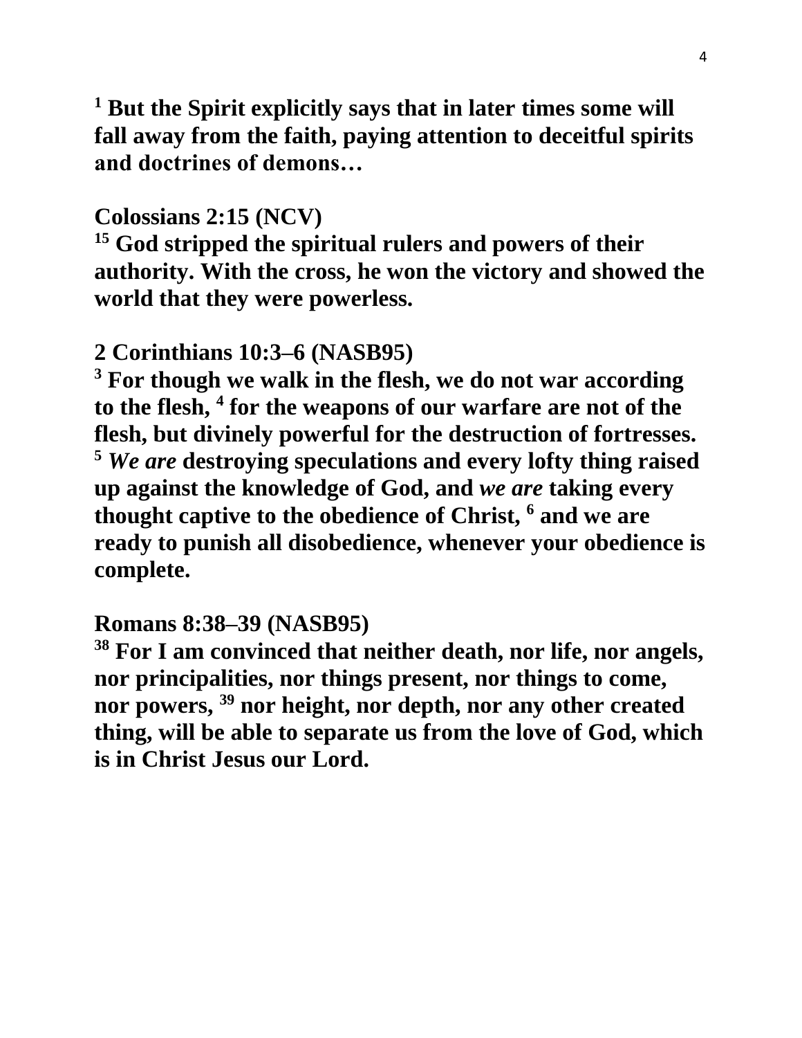**[1] But the Spirit explicitly says that in later times some will fall away from the faith, paying attention to deceitful spirits and doctrines of demons…**

**Colossians 2:15 (NCV)**

**[15] God stripped the spiritual rulers and powers of their authority. With the cross, he won the victory and showed the world that they were powerless.**

**2 Corinthians 10:3–6 (NASB95)**

**[3] For though we walk in the flesh, we do not war according to the flesh, [4] for the weapons of our warfare are not of the flesh, but divinely powerful for the destruction of fortresses. [5] *We are* destroying speculations and every lofty thing raised up against the knowledge of God, and *we are* taking every thought captive to the obedience of Christ, [6] and we are ready to punish all disobedience, whenever your obedience is complete.**

**Romans 8:38–39 (NASB95)**

**[38] For I am convinced that neither death, nor life, nor angels, nor principalities, nor things present, nor things to come, nor powers, [39] nor height, nor depth, nor any other created thing, will be able to separate us from the love of God, which is in Christ Jesus our Lord.**